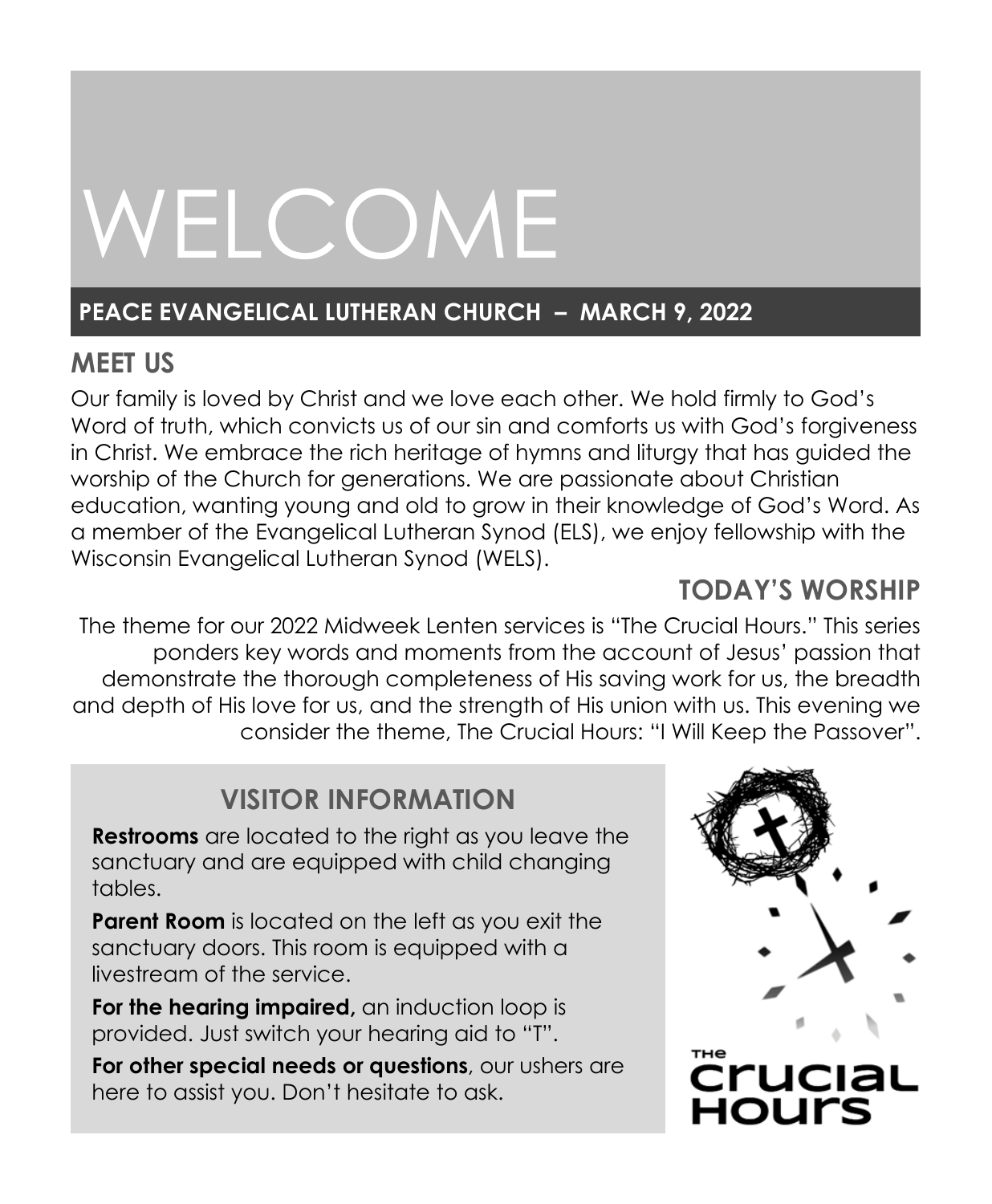# WELCOME

**PEACE EVANGELICAL LUTHERAN CHURCH – MARCH 9, 2022**

## MEET US

Our family is loved by Christ and we love each other. We hold firmly to God's Word of truth, which convicts us of our sin and comforts us with God's forgiveness in Christ. We embrace the rich heritage of hymns and liturgy that has guided the worship of the Church for generations. We are passionate about Christian education, wanting young and old to grow in their knowledge of God's Word. As a member of the Evangelical Lutheran Synod (ELS), we enjoy fellowship with the Wisconsin Evangelical Lutheran Synod (WELS).

## TODAY'S WORSHIP

The theme for our 2022 Midweek Lenten services is "The Crucial Hours." This series ponders key words and moments from the account of Jesus' passion that demonstrate the thorough completeness of His saving work for us, the breadth and depth of His love for us, and the strength of His union with us. This evening we consider the theme, The Crucial Hours: "I Will Keep the Passover".

## VISITOR INFORMATION

**Restrooms** are located to the right as you leave the sanctuary and are equipped with child changing tables.

**Parent Room** is located on the left as you exit the sanctuary doors. This room is equipped with a livestream of the service.

**For the hearing impaired,** an induction loop is provided. Just switch your hearing aid to "T".

**For other special needs or questions**, our ushers are here to assist you. Don't hesitate to ask.

The Crucial Hours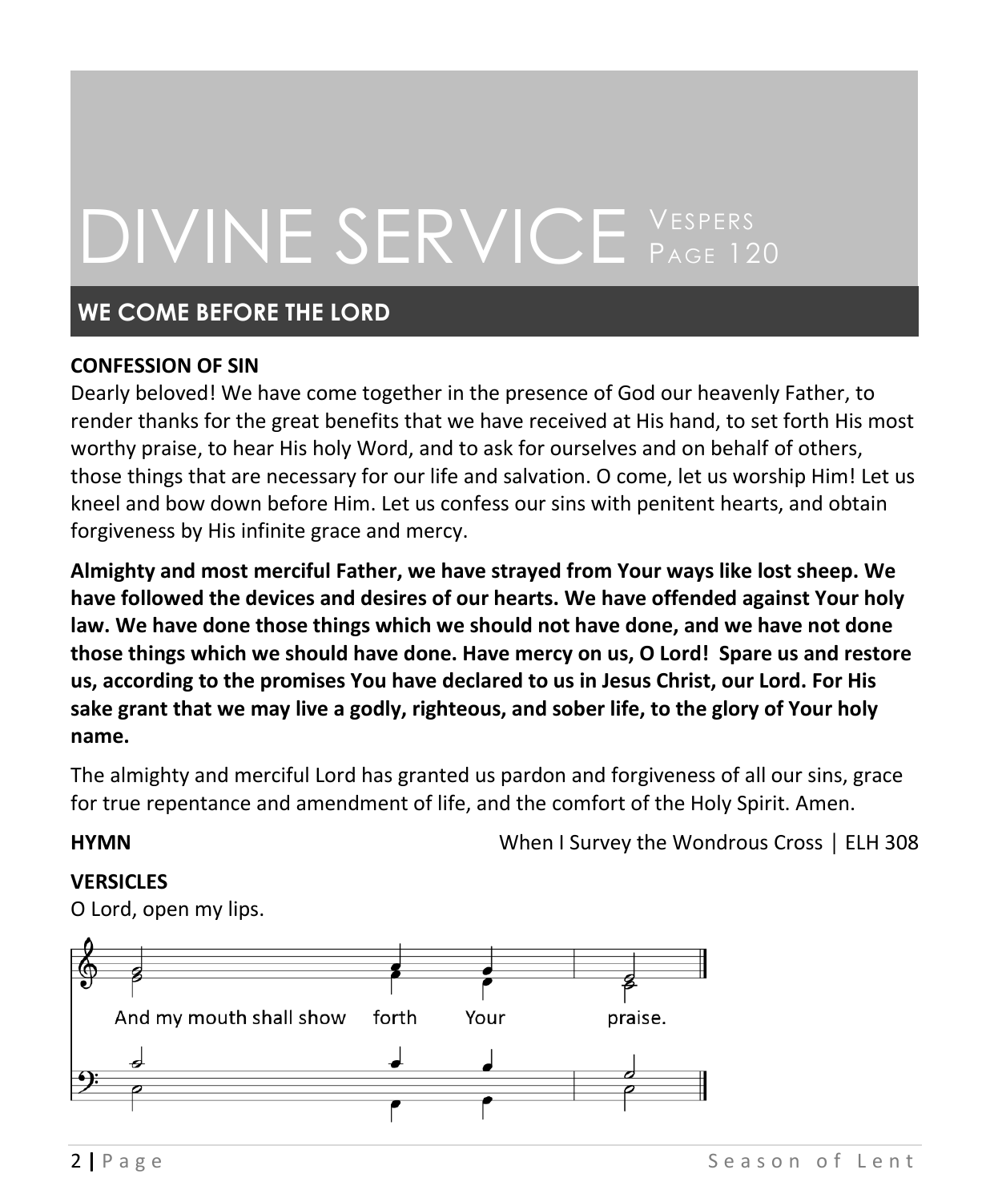# DIVINE SERVICE Vespers Page 120

## WE COME BEFORE THE LORD

**CONFESSION OF SIN**

Dearly beloved! We have come together in the presence of God our heavenly Father, to render thanks for the great benefits that we have received at His hand, to set forth His most worthy praise, to hear His holy Word, and to ask for ourselves and on behalf of others, those things that are necessary for our life and salvation. O come, let us worship Him! Let us kneel and bow down before Him. Let us confess our sins with penitent hearts, and obtain forgiveness by His infinite grace and mercy.

**Almighty and most merciful Father, we have strayed from Your ways like lost sheep. We have followed the devices and desires of our hearts. We have offended against Your holy law. We have done those things which we should not have done, and we have not done those things which we should have done. Have mercy on us, O Lord! Spare us and restore us, according to the promises You have declared to us in Jesus Christ, our Lord. For His sake grant that we may live a godly, righteous, and sober life, to the glory of Your holy name.**

The almighty and merciful Lord has granted us pardon and forgiveness of all our sins, grace for true repentance and amendment of life, and the comfort of the Holy Spirit. Amen.

**HYMN** When I Survey the Wondrous Cross | ELH 308

**VERSICLES**

O Lord, open my lips.

And my mouth shall show forth Your praise.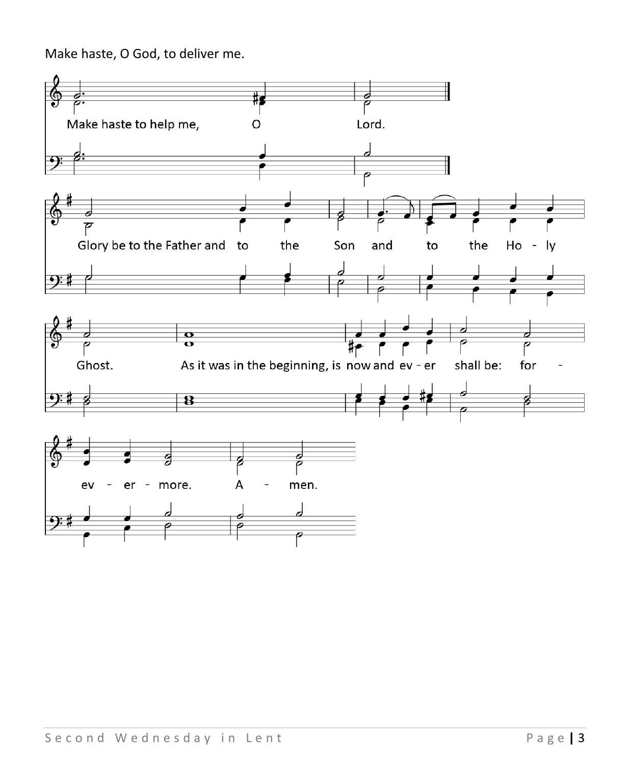Make haste, O God, to deliver me.

Make haste to help me, O Lord.

Glory be to the Father and to the Son and to the Holy Ghost. As it was in the beginning, is now and ev - er shall be: for - ev - er - more. A - men.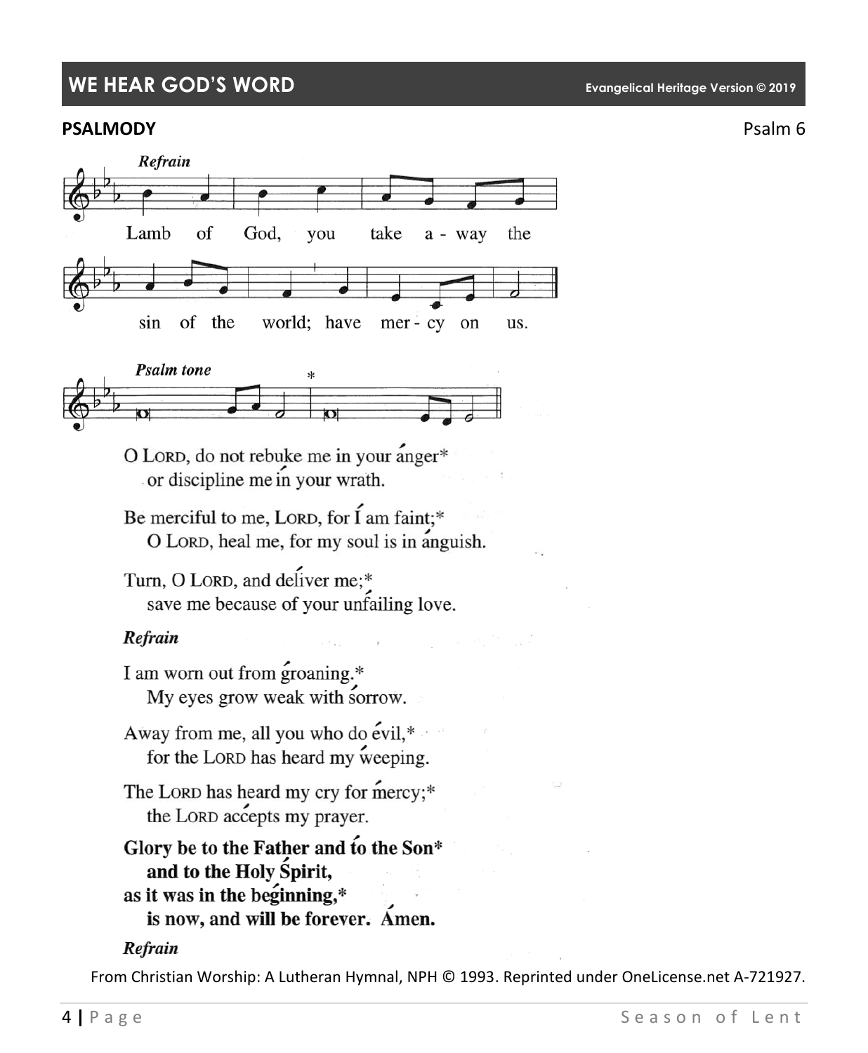## WE HEAR GOD'S WORD

Evangelical Heritage Version © 2019

**PSALMODY** Psalm 6

*Refrain*

Lamb of God, you take a - way the sin of the world; have mer - cy on us.

*Psalm tone*

O LORD, do not rebuke me in your anger*
  or discipline me in your wrath.

Be merciful to me, LORD, for I am faint;*
  O LORD, heal me, for my soul is in anguish.

Turn, O LORD, and deliver me;*
  save me because of your unfailing love.

*Refrain*

I am worn out from groaning.*
  My eyes grow weak with sorrow.

Away from me, all you who do evil,*
  for the LORD has heard my weeping.

The LORD has heard my cry for mercy;*
  the LORD accepts my prayer.

**Glory be to the Father and to the Son***
  **and to the Holy Spirit,**
**as it was in the beginning,***
  **is now, and will be forever. Amen.**

*Refrain*

From Christian Worship: A Lutheran Hymnal, NPH © 1993. Reprinted under OneLicense.net A-721927.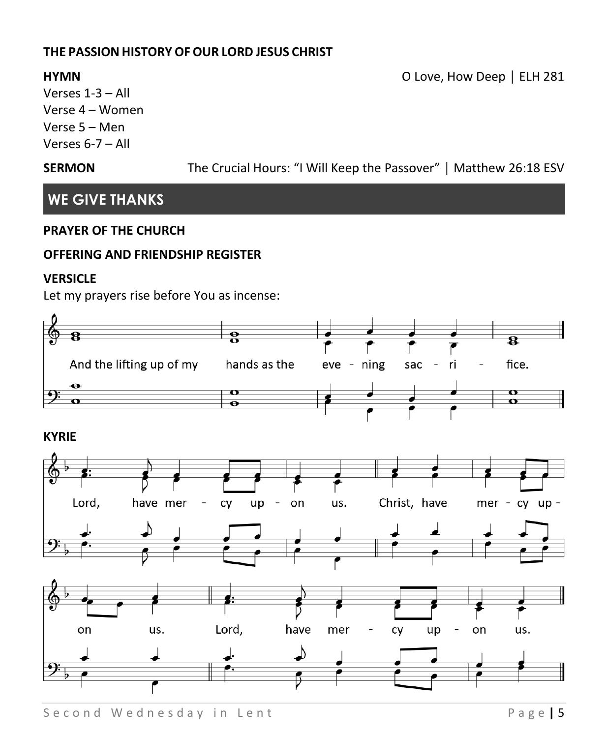**THE PASSION HISTORY OF OUR LORD JESUS CHRIST**

**HYMN** O Love, How Deep | ELH 281

Verses 1-3 – All
Verse 4 – Women
Verse 5 – Men
Verses 6-7 – All

**SERMON** The Crucial Hours: "I Will Keep the Passover" | Matthew 26:18 ESV

## WE GIVE THANKS

**PRAYER OF THE CHURCH**

**OFFERING AND FRIENDSHIP REGISTER**

**VERSICLE**

Let my prayers rise before You as incense:

And the lifting up of my hands as the evening sacrifice.

**KYRIE**

Lord, have mercy upon us. Christ, have mercy upon us. Lord, have mercy upon us.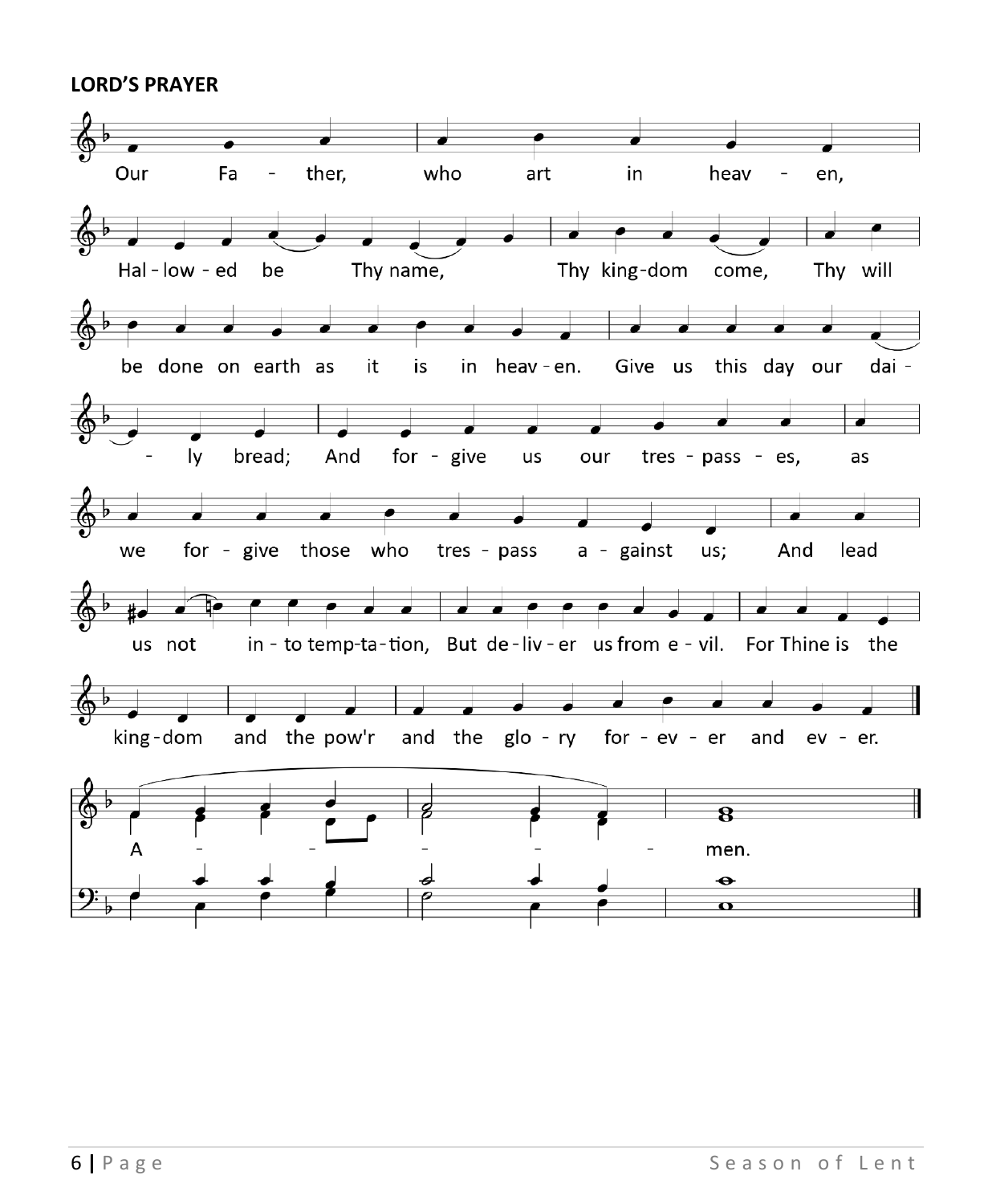**LORD'S PRAYER**

Our Fa - ther, who art in heav - en,

Hal - low - ed be Thy name, Thy king-dom come, Thy will

be done on earth as it is in heav - en. Give us this day our dai -

- ly bread; And for - give us our tres - pass - es, as

we for - give those who tres - pass a - gainst us; And lead

us not in - to temp-ta-tion, But de - liv - er us from e - vil. For Thine is the

king-dom and the pow'r and the glo - ry for - ev - er and ev - er.

A - - - - - - men.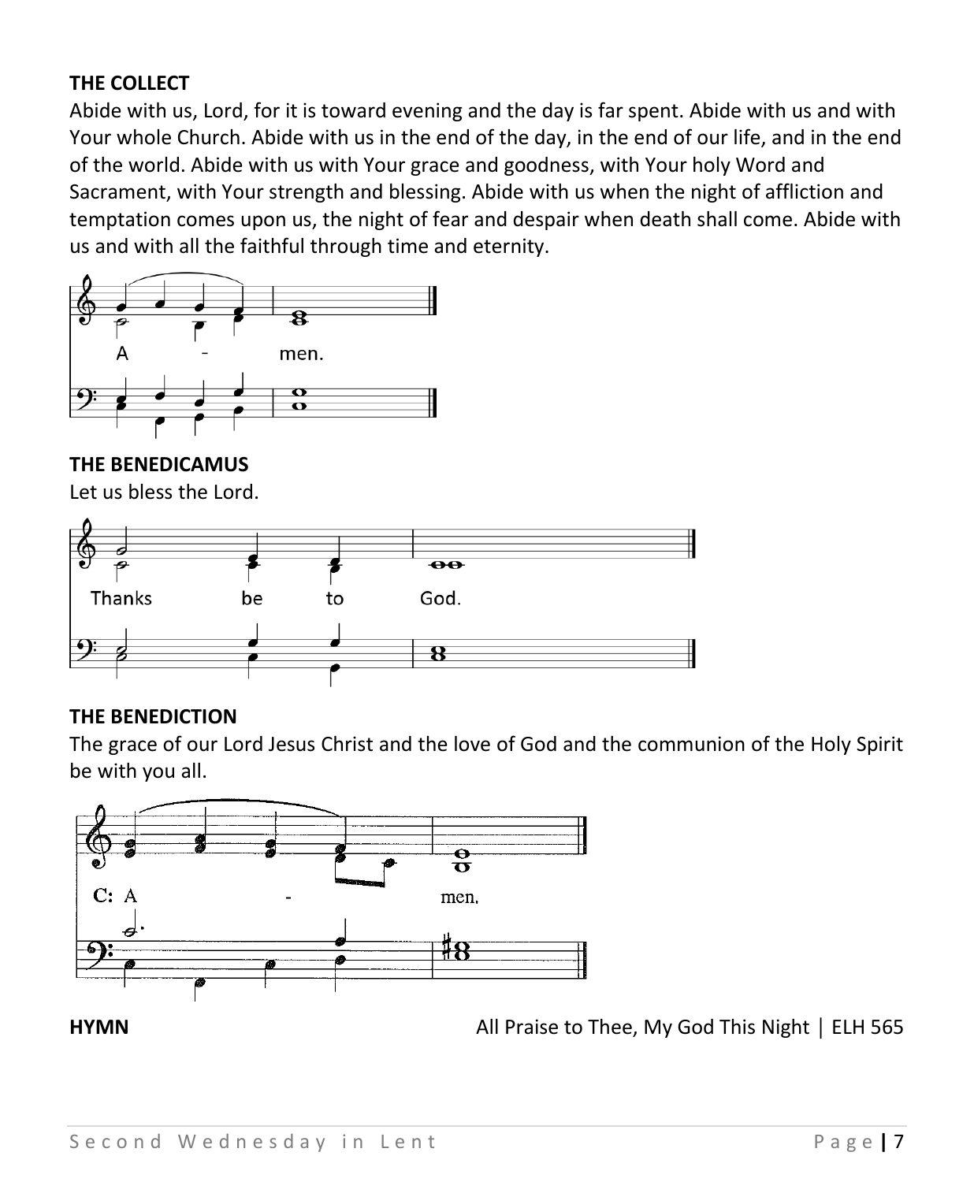**THE COLLECT**

Abide with us, Lord, for it is toward evening and the day is far spent. Abide with us and with Your whole Church. Abide with us in the end of the day, in the end of our life, and in the end of the world. Abide with us with Your grace and goodness, with Your holy Word and Sacrament, with Your strength and blessing. Abide with us when the night of affliction and temptation comes upon us, the night of fear and despair when death shall come. Abide with us and with all the faithful through time and eternity.

A - men.

**THE BENEDICAMUS**

Let us bless the Lord.

Thanks be to God.

**THE BENEDICTION**

The grace of our Lord Jesus Christ and the love of God and the communion of the Holy Spirit be with you all.

C: A - men.

**HYMN** All Praise to Thee, My God This Night | ELH 565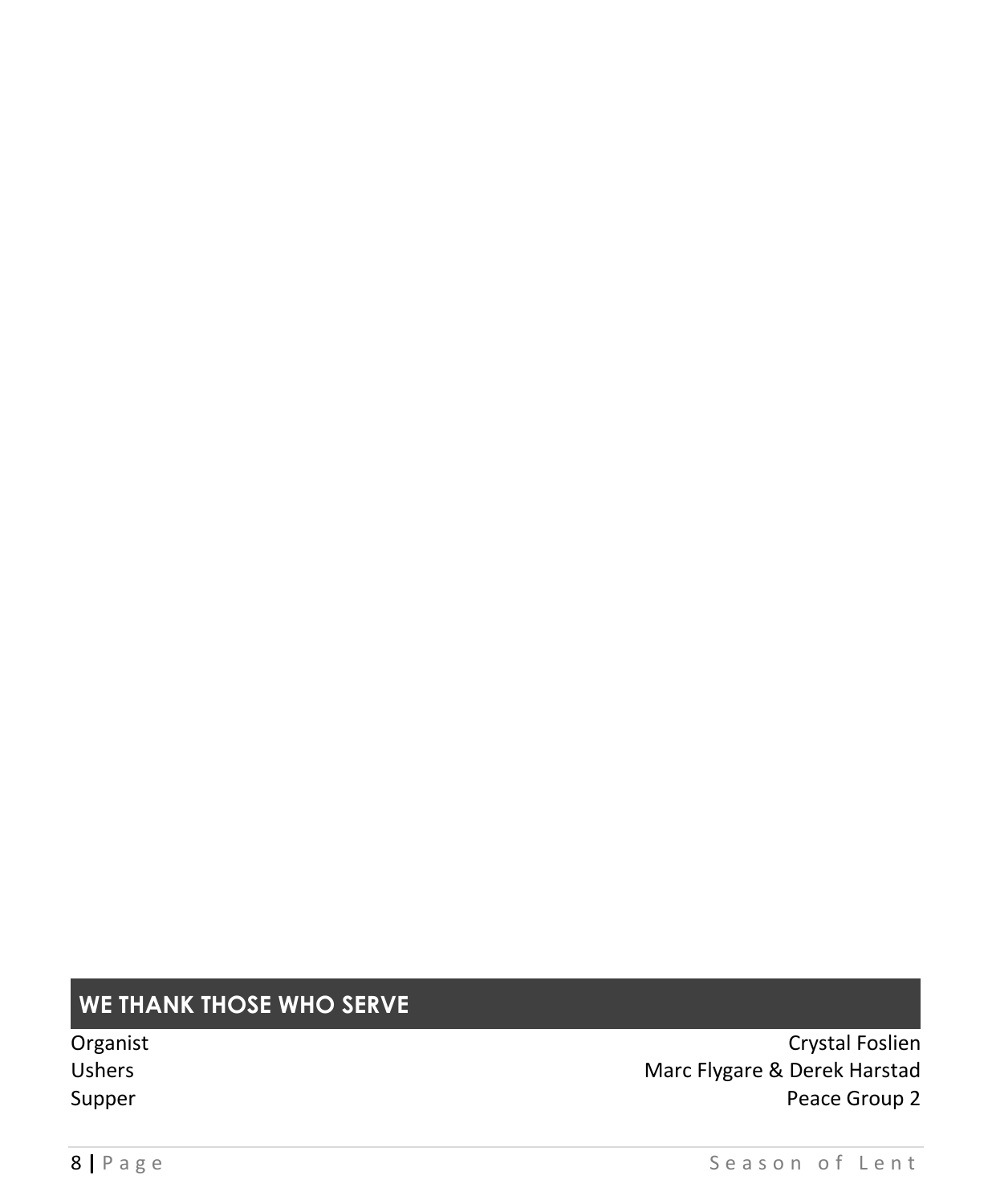## WE THANK THOSE WHO SERVE

| | |
|---|---|
| Organist | Crystal Foslien |
| Ushers | Marc Flygare & Derek Harstad |
| Supper | Peace Group 2 |